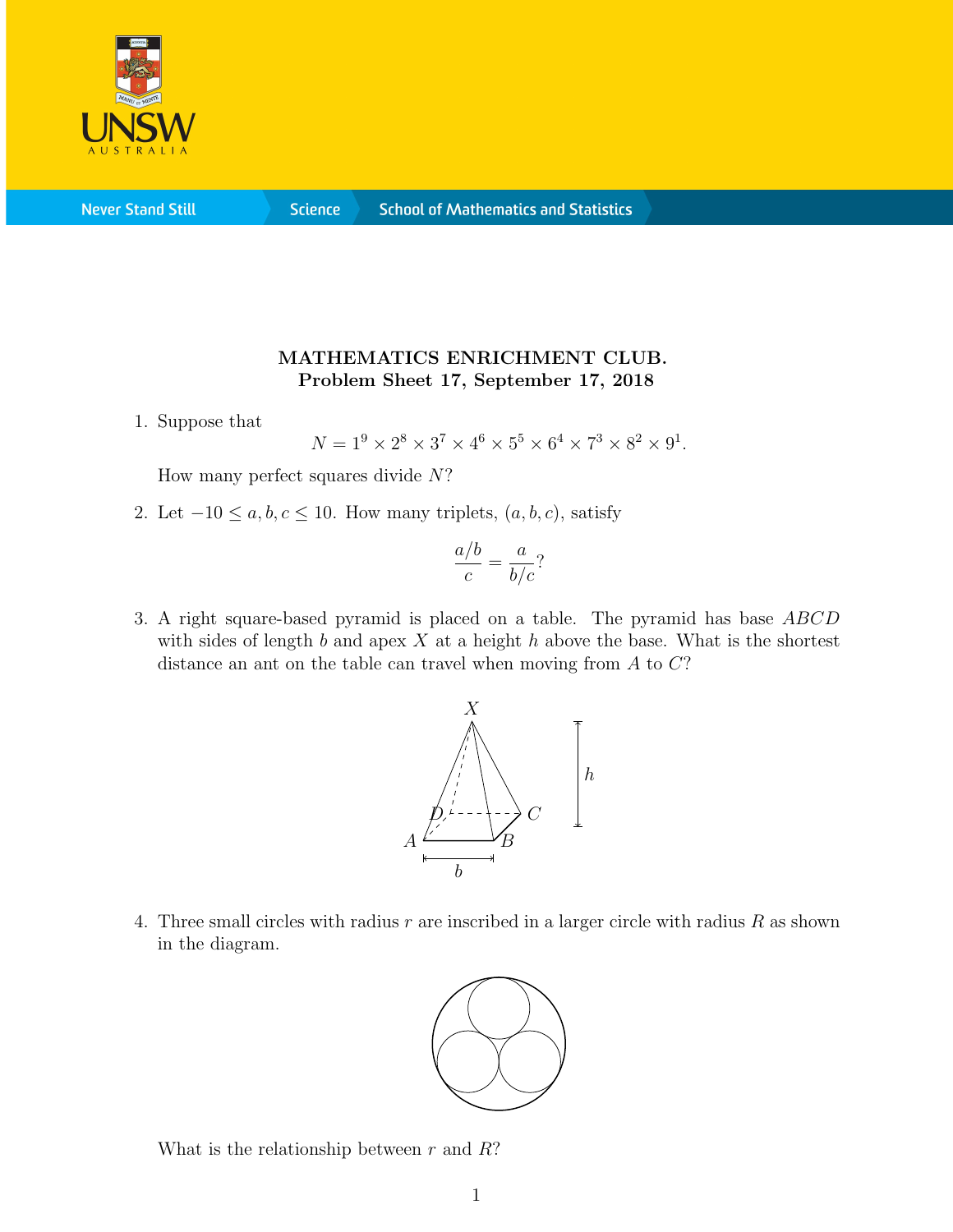**MATHEMATICS ENRICHMENT CLUB.**
**Problem Sheet 17, September 17, 2018**

1. Suppose that
$$N = 1^9 \times 2^8 \times 3^7 \times 4^6 \times 5^5 \times 6^4 \times 7^3 \times 8^2 \times 9^1.$$
How many perfect squares divide $N$?

2. Let $-10 \leq a, b, c \leq 10$. How many triplets, $(a, b, c)$, satisfy
$$\frac{a/b}{c} = \frac{a}{b/c}?$$

3. A right square-based pyramid is placed on a table. The pyramid has base $ABCD$ with sides of length $b$ and apex $X$ at a height $h$ above the base. What is the shortest distance an ant on the table can travel when moving from $A$ to $C$?

4. Three small circles with radius $r$ are inscribed in a larger circle with radius $R$ as shown in the diagram.

What is the relationship between $r$ and $R$?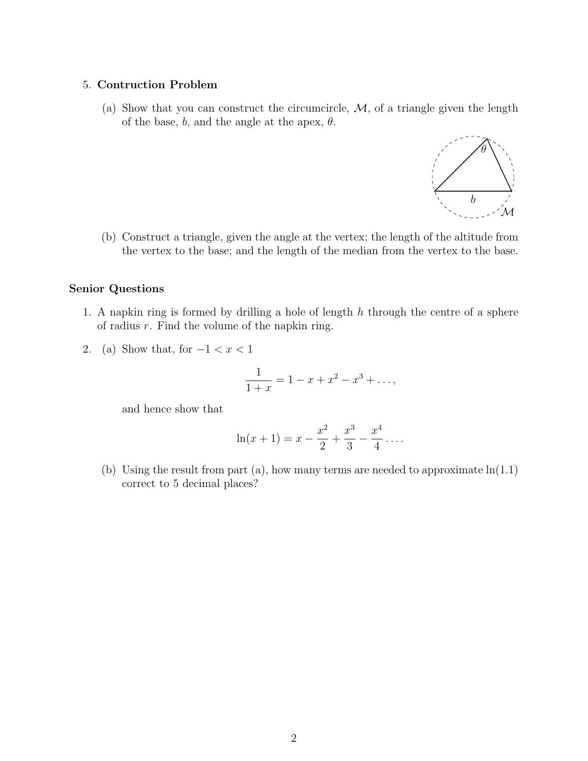5. **Contruction Problem**

   (a) Show that you can construct the circumcircle, $\mathcal{M}$, of a triangle given the length of the base, $b$, and the angle at the apex, $\theta$.

$\theta$

$b$

$\mathcal{M}$

   (b) Construct a triangle, given the angle at the vertex; the length of the altitude from the vertex to the base; and the length of the median from the vertex to the base.

## Senior Questions

1. A napkin ring is formed by drilling a hole of length $h$ through the centre of a sphere of radius $r$. Find the volume of the napkin ring.

2. (a) Show that, for $-1 < x < 1$

$$\frac{1}{1+x} = 1 - x + x^2 - x^3 + \ldots,$$

   and hence show that

$$\ln(x+1) = x - \frac{x^2}{2} + \frac{x^3}{3} - \frac{x^4}{4} \ldots.$$

   (b) Using the result from part (a), how many terms are needed to approximate $\ln(1.1)$ correct to 5 decimal places?